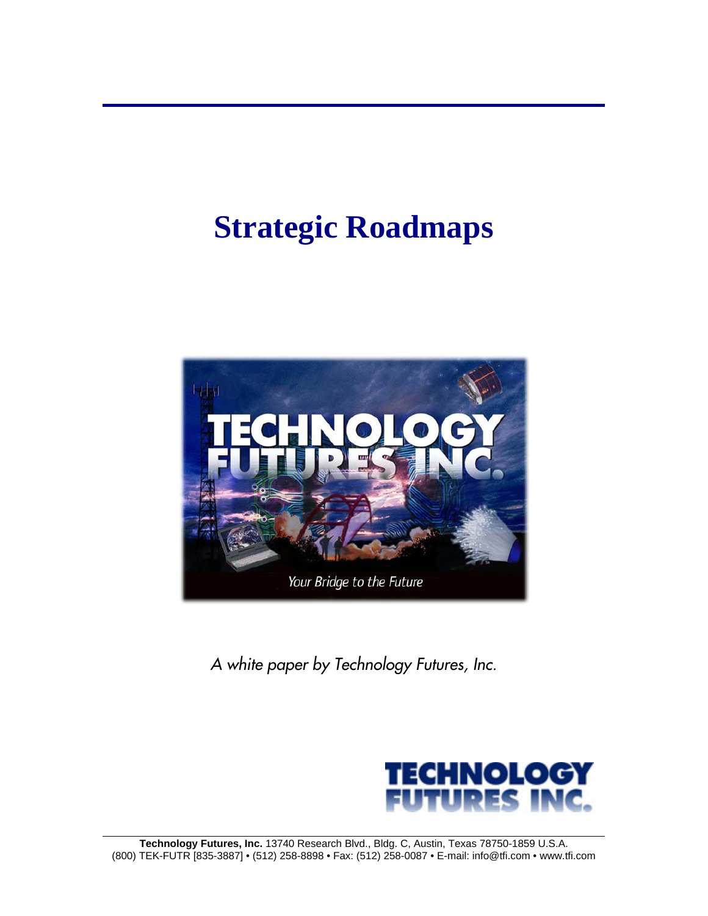# Strategic Roadmaps

*A white paper by Technology Futures, Inc.*

**Technology Futures, Inc.** 13740 Research Blvd., Bldg. C, Austin, Texas 78750-1859 U.S.A.
(800) TEK-FUTR [835-3887] • (512) 258-8898 • Fax: (512) 258-0087 • E-mail: info@tfi.com • www.tfi.com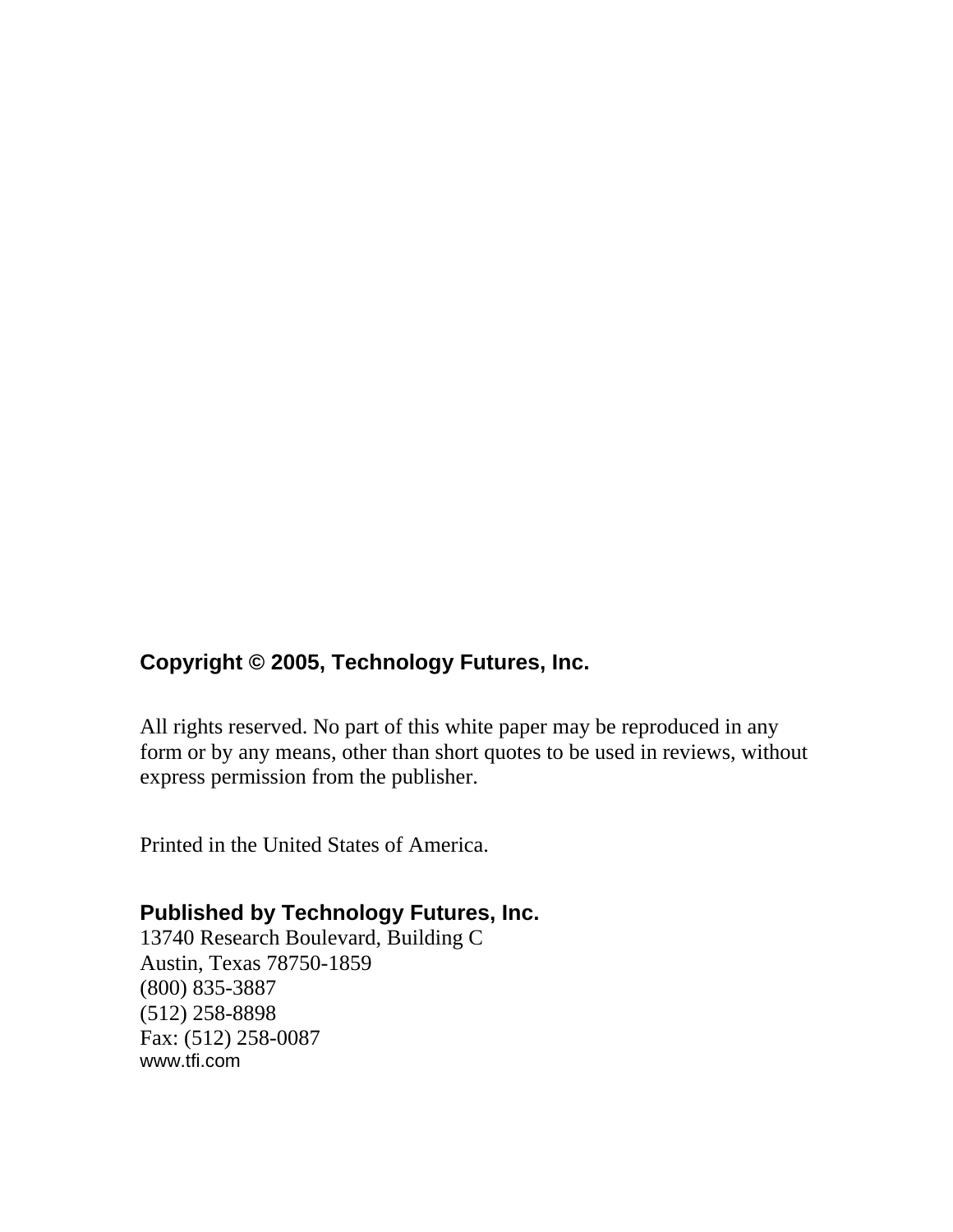**Copyright © 2005, Technology Futures, Inc.**

All rights reserved. No part of this white paper may be reproduced in any form or by any means, other than short quotes to be used in reviews, without express permission from the publisher.

Printed in the United States of America.

**Published by Technology Futures, Inc.**
13740 Research Boulevard, Building C
Austin, Texas 78750-1859
(800) 835-3887
(512) 258-8898
Fax: (512) 258-0087
www.tfi.com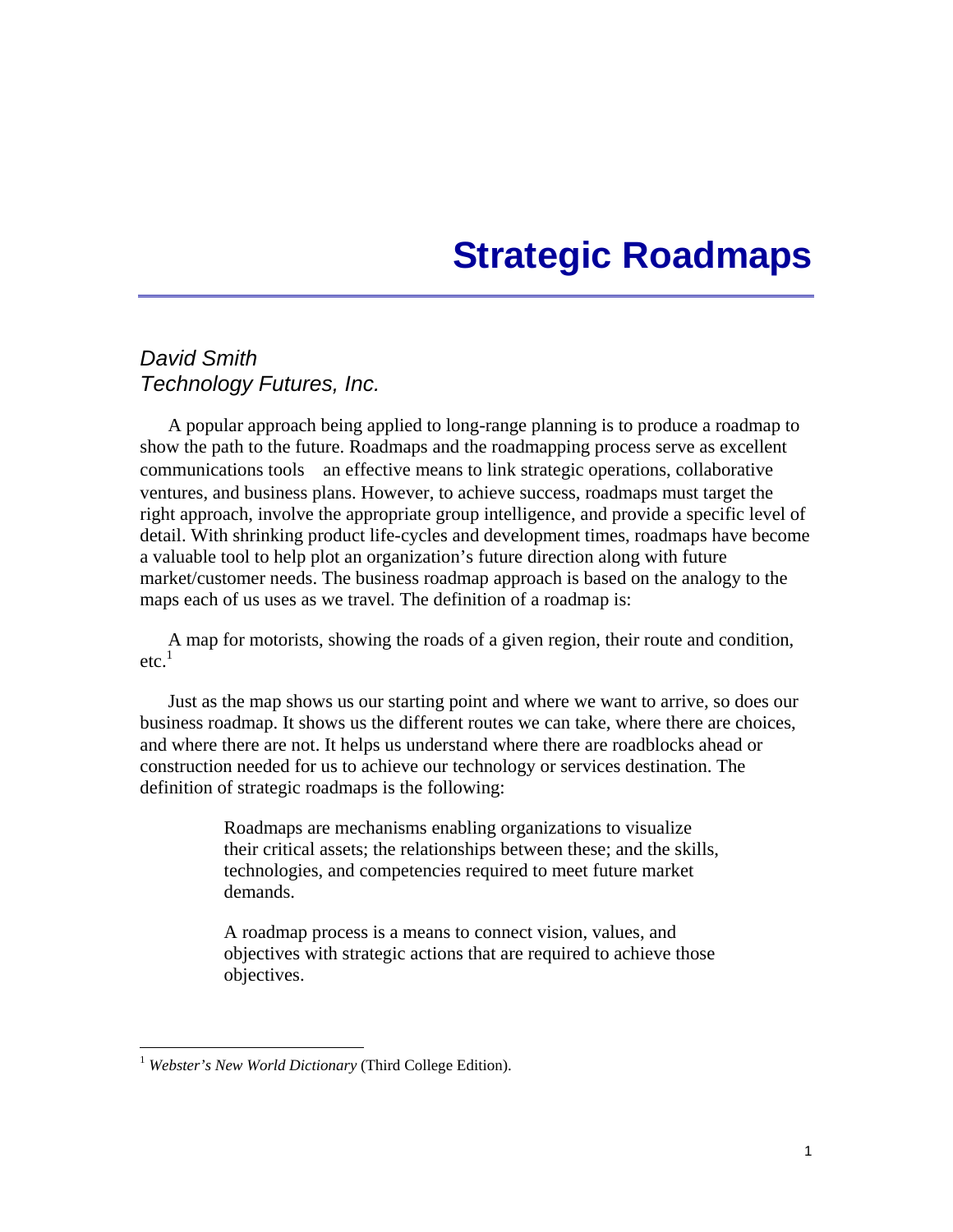// Strategic Roadmaps

*David Smith*
*Technology Futures, Inc.*

A popular approach being applied to long-range planning is to produce a roadmap to show the path to the future. Roadmaps and the roadmapping process serve as excellent communications tools  an effective means to link strategic operations, collaborative ventures, and business plans. However, to achieve success, roadmaps must target the right approach, involve the appropriate group intelligence, and provide a specific level of detail. With shrinking product life-cycles and development times, roadmaps have become a valuable tool to help plot an organization's future direction along with future market/customer needs. The business roadmap approach is based on the analogy to the maps each of us uses as we travel. The definition of a roadmap is:

A map for motorists, showing the roads of a given region, their route and condition, etc.[1]

Just as the map shows us our starting point and where we want to arrive, so does our business roadmap. It shows us the different routes we can take, where there are choices, and where there are not. It helps us understand where there are roadblocks ahead or construction needed for us to achieve our technology or services destination. The definition of strategic roadmaps is the following:

> Roadmaps are mechanisms enabling organizations to visualize their critical assets; the relationships between these; and the skills, technologies, and competencies required to meet future market demands.
>
> A roadmap process is a means to connect vision, values, and objectives with strategic actions that are required to achieve those objectives.

---

[1] *Webster's New World Dictionary* (Third College Edition).

# Strategic Roadmaps

*David Smith*
*Technology Futures, Inc.*

A popular approach being applied to long-range planning is to produce a roadmap to show the path to the future. Roadmaps and the roadmapping process serve as excellent communications tools  an effective means to link strategic operations, collaborative ventures, and business plans. However, to achieve success, roadmaps must target the right approach, involve the appropriate group intelligence, and provide a specific level of detail. With shrinking product life-cycles and development times, roadmaps have become a valuable tool to help plot an organization's future direction along with future market/customer needs. The business roadmap approach is based on the analogy to the maps each of us uses as we travel. The definition of a roadmap is:

A map for motorists, showing the roads of a given region, their route and condition, etc.[1]

Just as the map shows us our starting point and where we want to arrive, so does our business roadmap. It shows us the different routes we can take, where there are choices, and where there are not. It helps us understand where there are roadblocks ahead or construction needed for us to achieve our technology or services destination. The definition of strategic roadmaps is the following:

> Roadmaps are mechanisms enabling organizations to visualize their critical assets; the relationships between these; and the skills, technologies, and competencies required to meet future market demands.
>
> A roadmap process is a means to connect vision, values, and objectives with strategic actions that are required to achieve those objectives.

---

[1] *Webster's New World Dictionary* (Third College Edition).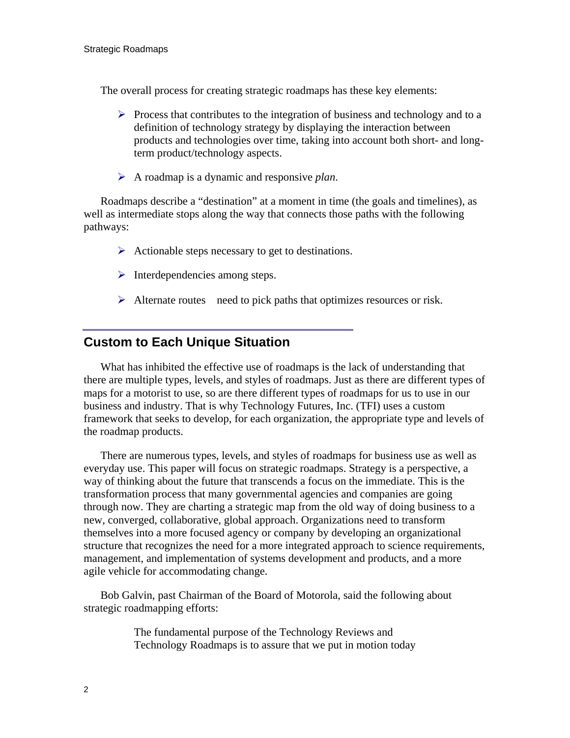The overall process for creating strategic roadmaps has these key elements:

- Process that contributes to the integration of business and technology and to a definition of technology strategy by displaying the interaction between products and technologies over time, taking into account both short- and long-term product/technology aspects.

- A roadmap is a dynamic and responsive *plan*.

Roadmaps describe a "destination" at a moment in time (the goals and timelines), as well as intermediate stops along the way that connects those paths with the following pathways:

- Actionable steps necessary to get to destinations.

- Interdependencies among steps.

- Alternate routes  need to pick paths that optimizes resources or risk.

## Custom to Each Unique Situation

What has inhibited the effective use of roadmaps is the lack of understanding that there are multiple types, levels, and styles of roadmaps. Just as there are different types of maps for a motorist to use, so are there different types of roadmaps for us to use in our business and industry. That is why Technology Futures, Inc. (TFI) uses a custom framework that seeks to develop, for each organization, the appropriate type and levels of the roadmap products.

There are numerous types, levels, and styles of roadmaps for business use as well as everyday use. This paper will focus on strategic roadmaps. Strategy is a perspective, a way of thinking about the future that transcends a focus on the immediate. This is the transformation process that many governmental agencies and companies are going through now. They are charting a strategic map from the old way of doing business to a new, converged, collaborative, global approach. Organizations need to transform themselves into a more focused agency or company by developing an organizational structure that recognizes the need for a more integrated approach to science requirements, management, and implementation of systems development and products, and a more agile vehicle for accommodating change.

Bob Galvin, past Chairman of the Board of Motorola, said the following about strategic roadmapping efforts:

> The fundamental purpose of the Technology Reviews and Technology Roadmaps is to assure that we put in motion today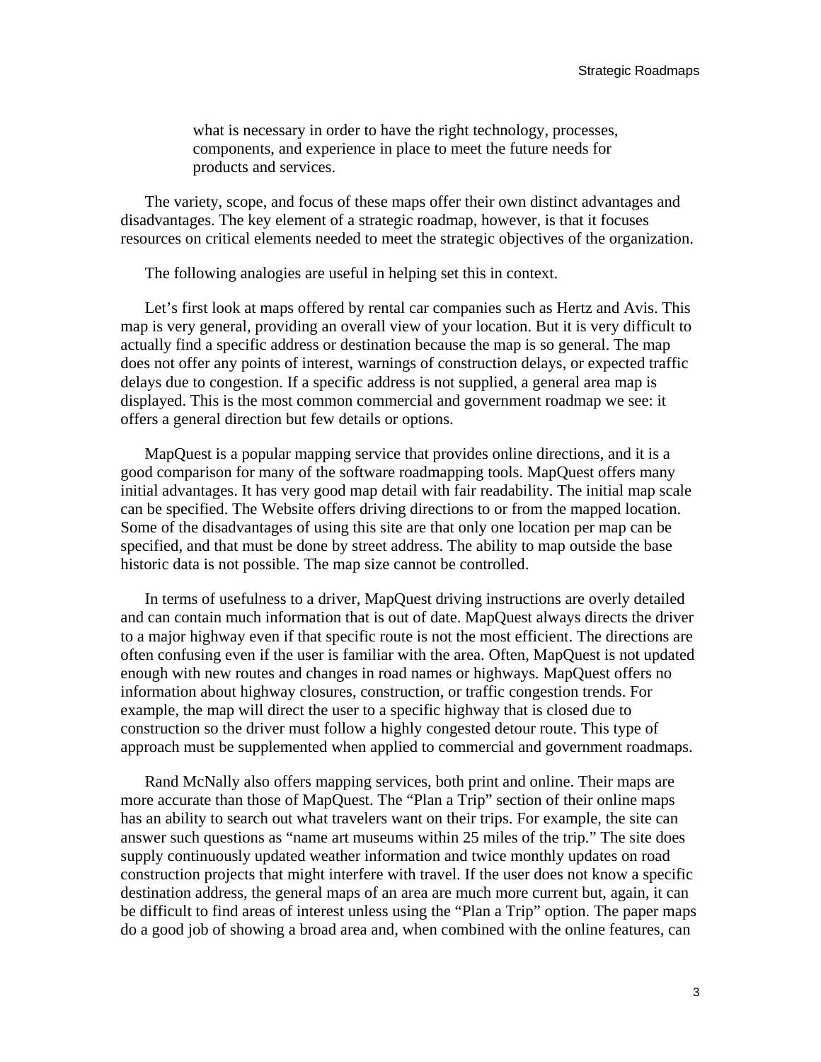what is necessary in order to have the right technology, processes, components, and experience in place to meet the future needs for products and services.

The variety, scope, and focus of these maps offer their own distinct advantages and disadvantages. The key element of a strategic roadmap, however, is that it focuses resources on critical elements needed to meet the strategic objectives of the organization.

The following analogies are useful in helping set this in context.

Let's first look at maps offered by rental car companies such as Hertz and Avis. This map is very general, providing an overall view of your location. But it is very difficult to actually find a specific address or destination because the map is so general. The map does not offer any points of interest, warnings of construction delays, or expected traffic delays due to congestion. If a specific address is not supplied, a general area map is displayed. This is the most common commercial and government roadmap we see: it offers a general direction but few details or options.

MapQuest is a popular mapping service that provides online directions, and it is a good comparison for many of the software roadmapping tools. MapQuest offers many initial advantages. It has very good map detail with fair readability. The initial map scale can be specified. The Website offers driving directions to or from the mapped location. Some of the disadvantages of using this site are that only one location per map can be specified, and that must be done by street address. The ability to map outside the base historic data is not possible. The map size cannot be controlled.

In terms of usefulness to a driver, MapQuest driving instructions are overly detailed and can contain much information that is out of date. MapQuest always directs the driver to a major highway even if that specific route is not the most efficient. The directions are often confusing even if the user is familiar with the area. Often, MapQuest is not updated enough with new routes and changes in road names or highways. MapQuest offers no information about highway closures, construction, or traffic congestion trends. For example, the map will direct the user to a specific highway that is closed due to construction so the driver must follow a highly congested detour route. This type of approach must be supplemented when applied to commercial and government roadmaps.

Rand McNally also offers mapping services, both print and online. Their maps are more accurate than those of MapQuest. The "Plan a Trip" section of their online maps has an ability to search out what travelers want on their trips. For example, the site can answer such questions as "name art museums within 25 miles of the trip." The site does supply continuously updated weather information and twice monthly updates on road construction projects that might interfere with travel. If the user does not know a specific destination address, the general maps of an area are much more current but, again, it can be difficult to find areas of interest unless using the "Plan a Trip" option. The paper maps do a good job of showing a broad area and, when combined with the online features, can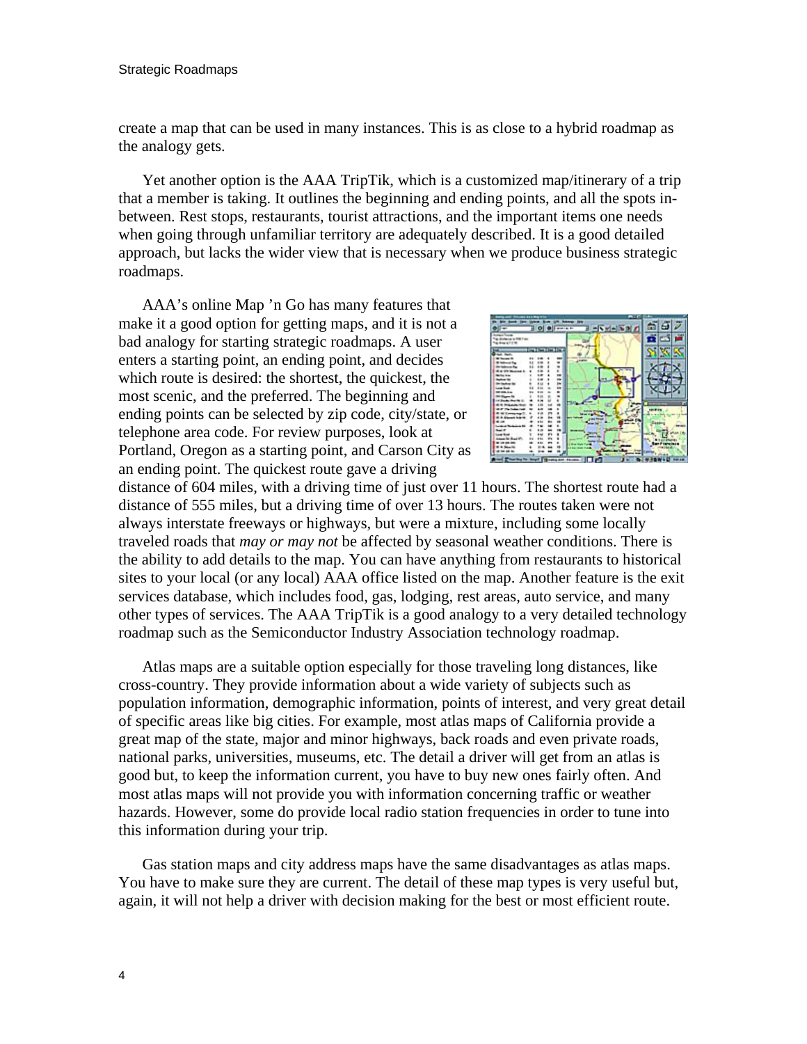create a map that can be used in many instances. This is as close to a hybrid roadmap as the analogy gets.

Yet another option is the AAA TripTik, which is a customized map/itinerary of a trip that a member is taking. It outlines the beginning and ending points, and all the spots in-between. Rest stops, restaurants, tourist attractions, and the important items one needs when going through unfamiliar territory are adequately described. It is a good detailed approach, but lacks the wider view that is necessary when we produce business strategic roadmaps.

AAA's online Map 'n Go has many features that make it a good option for getting maps, and it is not a bad analogy for starting strategic roadmaps. A user enters a starting point, an ending point, and decides which route is desired: the shortest, the quickest, the most scenic, and the preferred. The beginning and ending points can be selected by zip code, city/state, or telephone area code. For review purposes, look at Portland, Oregon as a starting point, and Carson City as an ending point. The quickest route gave a driving distance of 604 miles, with a driving time of just over 11 hours. The shortest route had a distance of 555 miles, but a driving time of over 13 hours. The routes taken were not always interstate freeways or highways, but were a mixture, including some locally traveled roads that *may or may not* be affected by seasonal weather conditions. There is the ability to add details to the map. You can have anything from restaurants to historical sites to your local (or any local) AAA office listed on the map. Another feature is the exit services database, which includes food, gas, lodging, rest areas, auto service, and many other types of services. The AAA TripTik is a good analogy to a very detailed technology roadmap such as the Semiconductor Industry Association technology roadmap.

Atlas maps are a suitable option especially for those traveling long distances, like cross-country. They provide information about a wide variety of subjects such as population information, demographic information, points of interest, and very great detail of specific areas like big cities. For example, most atlas maps of California provide a great map of the state, major and minor highways, back roads and even private roads, national parks, universities, museums, etc. The detail a driver will get from an atlas is good but, to keep the information current, you have to buy new ones fairly often. And most atlas maps will not provide you with information concerning traffic or weather hazards. However, some do provide local radio station frequencies in order to tune into this information during your trip.

Gas station maps and city address maps have the same disadvantages as atlas maps. You have to make sure they are current. The detail of these map types is very useful but, again, it will not help a driver with decision making for the best or most efficient route.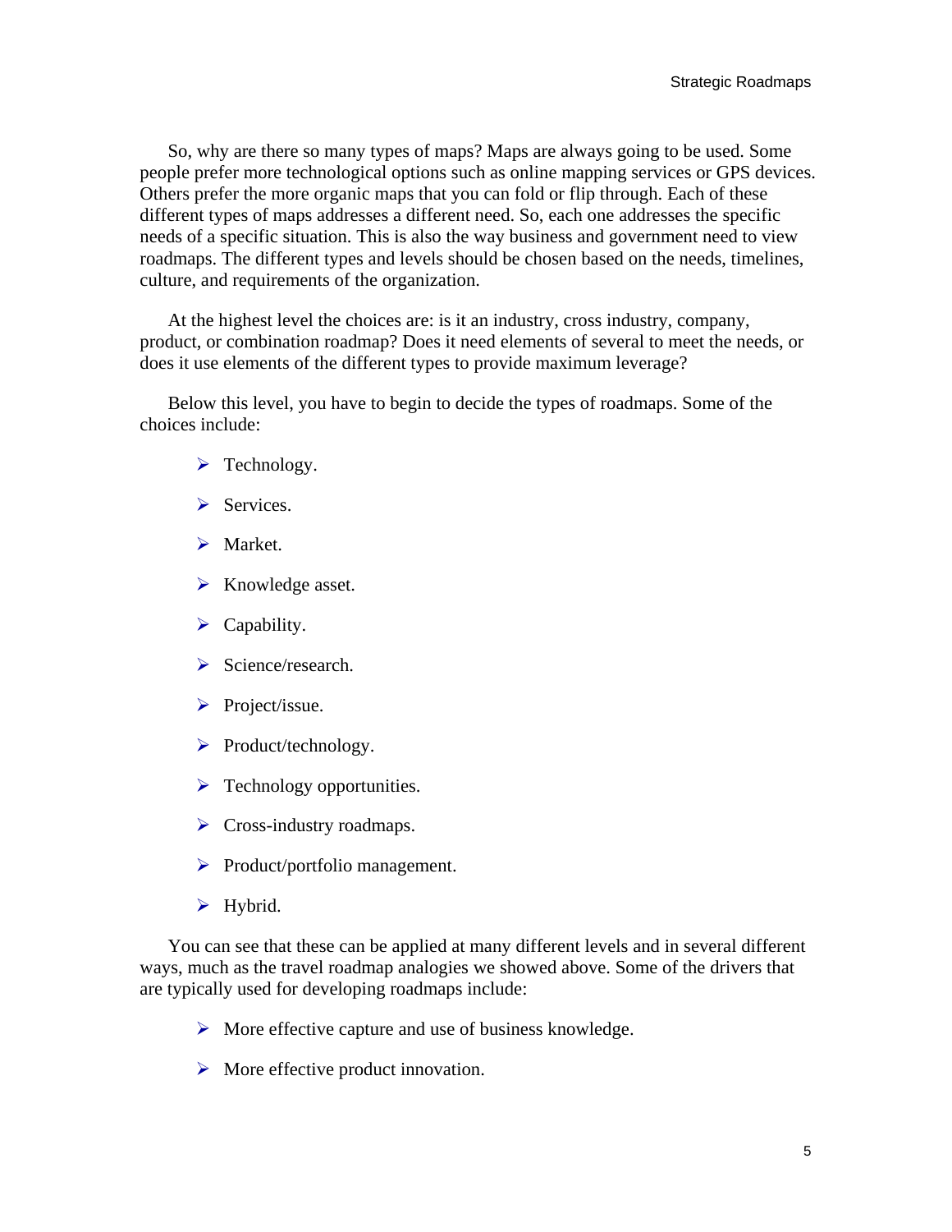So, why are there so many types of maps? Maps are always going to be used. Some people prefer more technological options such as online mapping services or GPS devices. Others prefer the more organic maps that you can fold or flip through. Each of these different types of maps addresses a different need. So, each one addresses the specific needs of a specific situation. This is also the way business and government need to view roadmaps. The different types and levels should be chosen based on the needs, timelines, culture, and requirements of the organization.

At the highest level the choices are: is it an industry, cross industry, company, product, or combination roadmap? Does it need elements of several to meet the needs, or does it use elements of the different types to provide maximum leverage?

Below this level, you have to begin to decide the types of roadmaps. Some of the choices include:

- Technology.
- Services.
- Market.
- Knowledge asset.
- Capability.
- Science/research.
- Project/issue.
- Product/technology.
- Technology opportunities.
- Cross-industry roadmaps.
- Product/portfolio management.
- Hybrid.

You can see that these can be applied at many different levels and in several different ways, much as the travel roadmap analogies we showed above. Some of the drivers that are typically used for developing roadmaps include:

- More effective capture and use of business knowledge.
- More effective product innovation.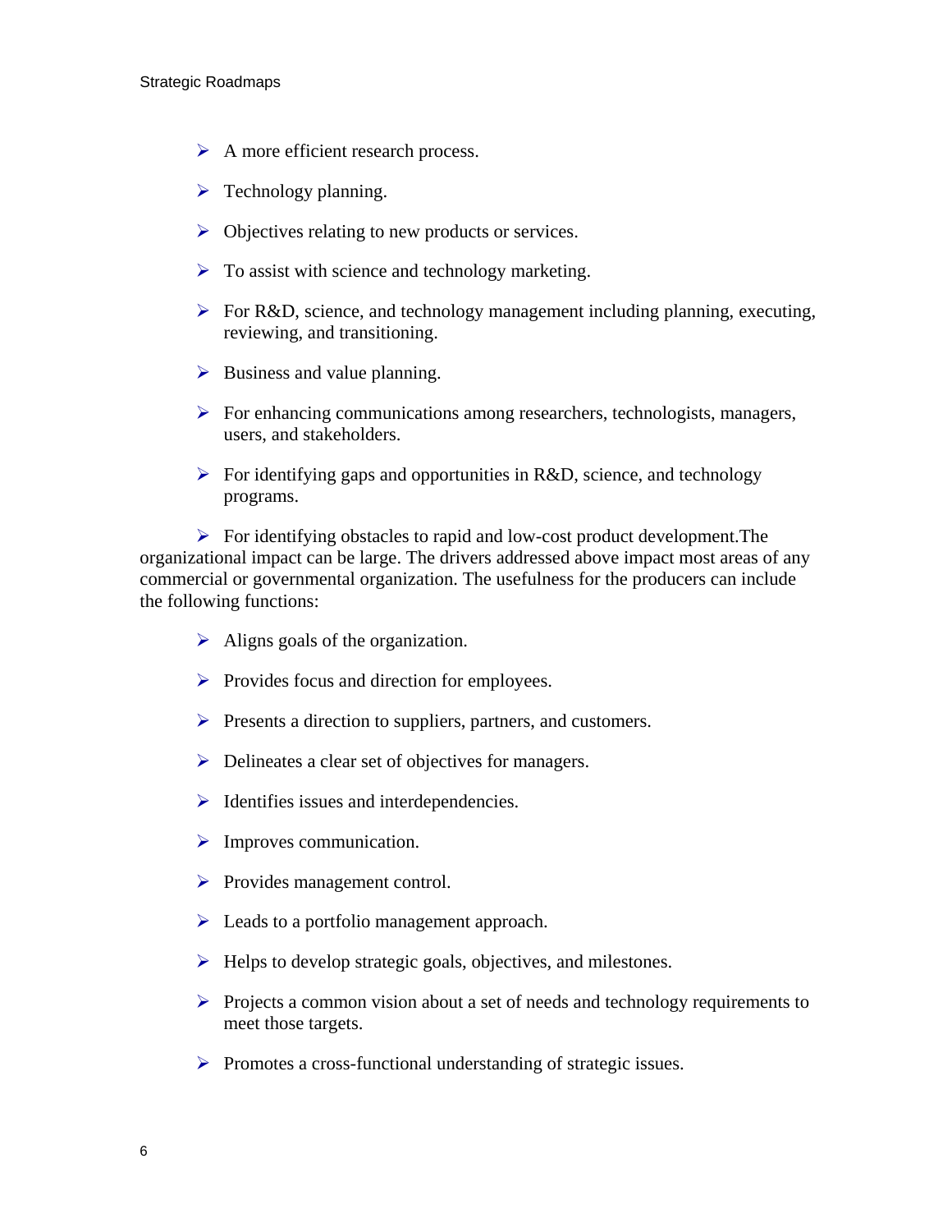- A more efficient research process.
- Technology planning.
- Objectives relating to new products or services.
- To assist with science and technology marketing.
- For R&D, science, and technology management including planning, executing, reviewing, and transitioning.
- Business and value planning.
- For enhancing communications among researchers, technologists, managers, users, and stakeholders.
- For identifying gaps and opportunities in R&D, science, and technology programs.
- For identifying obstacles to rapid and low-cost product development.The organizational impact can be large. The drivers addressed above impact most areas of any commercial or governmental organization. The usefulness for the producers can include the following functions:

- Aligns goals of the organization.
- Provides focus and direction for employees.
- Presents a direction to suppliers, partners, and customers.
- Delineates a clear set of objectives for managers.
- Identifies issues and interdependencies.
- Improves communication.
- Provides management control.
- Leads to a portfolio management approach.
- Helps to develop strategic goals, objectives, and milestones.
- Projects a common vision about a set of needs and technology requirements to meet those targets.
- Promotes a cross-functional understanding of strategic issues.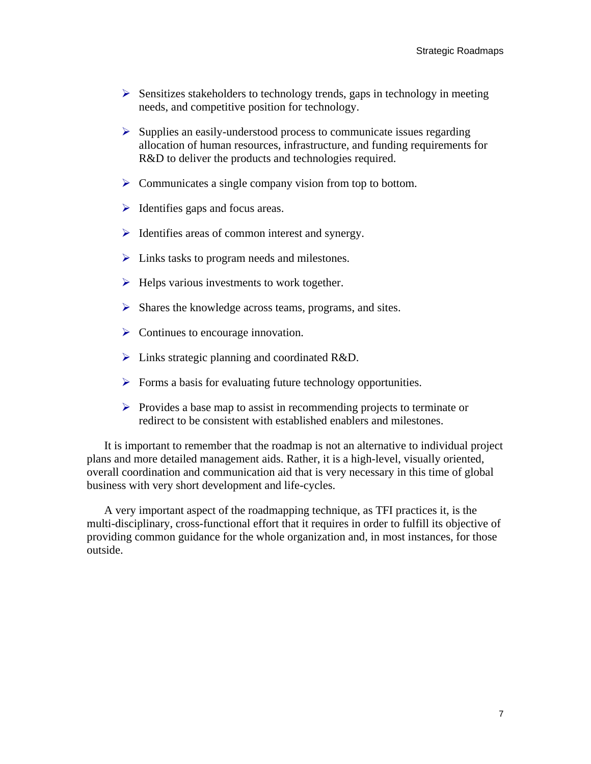- Sensitizes stakeholders to technology trends, gaps in technology in meeting needs, and competitive position for technology.

- Supplies an easily-understood process to communicate issues regarding allocation of human resources, infrastructure, and funding requirements for R&D to deliver the products and technologies required.

- Communicates a single company vision from top to bottom.

- Identifies gaps and focus areas.

- Identifies areas of common interest and synergy.

- Links tasks to program needs and milestones.

- Helps various investments to work together.

- Shares the knowledge across teams, programs, and sites.

- Continues to encourage innovation.

- Links strategic planning and coordinated R&D.

- Forms a basis for evaluating future technology opportunities.

- Provides a base map to assist in recommending projects to terminate or redirect to be consistent with established enablers and milestones.

It is important to remember that the roadmap is not an alternative to individual project plans and more detailed management aids. Rather, it is a high-level, visually oriented, overall coordination and communication aid that is very necessary in this time of global business with very short development and life-cycles.

A very important aspect of the roadmapping technique, as TFI practices it, is the multi-disciplinary, cross-functional effort that it requires in order to fulfill its objective of providing common guidance for the whole organization and, in most instances, for those outside.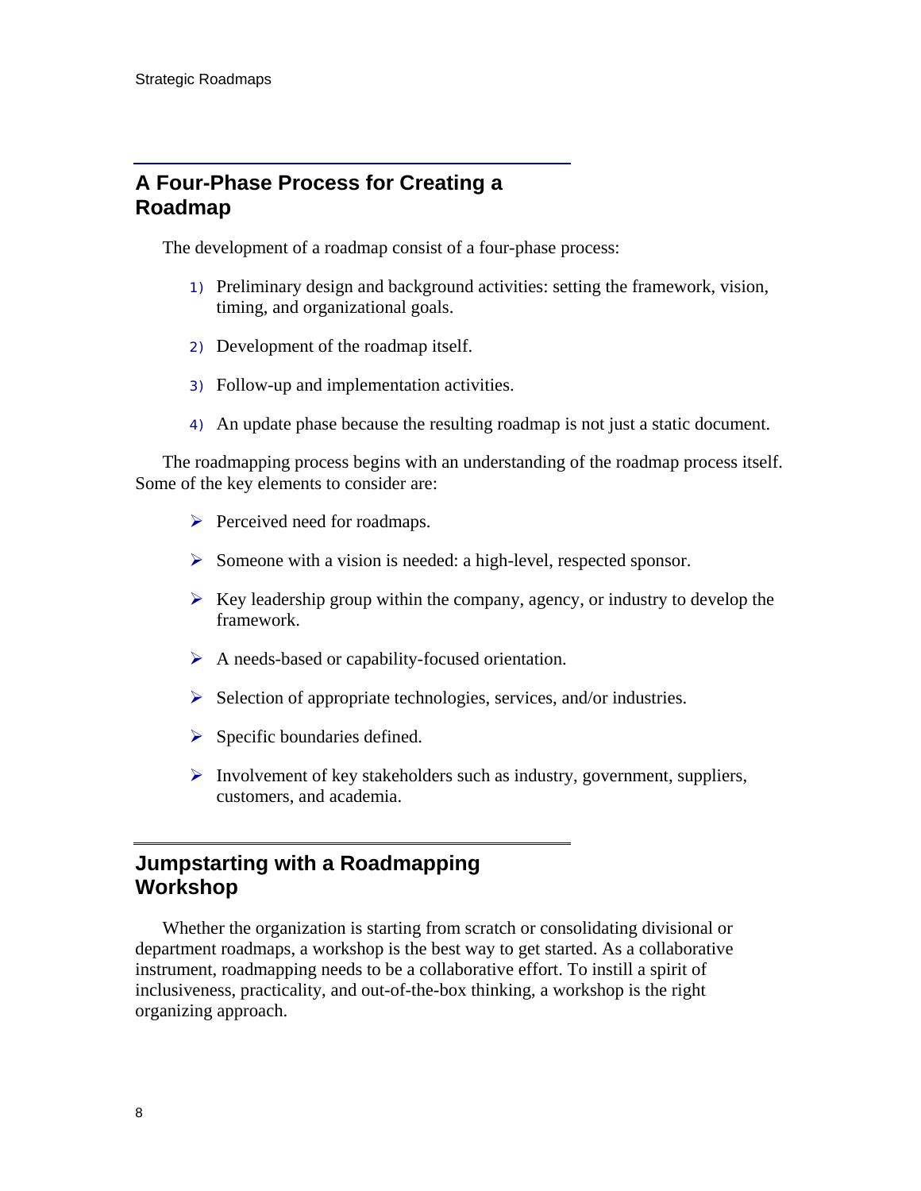## A Four-Phase Process for Creating a Roadmap

The development of a roadmap consist of a four-phase process:

1) Preliminary design and background activities: setting the framework, vision, timing, and organizational goals.
2) Development of the roadmap itself.
3) Follow-up and implementation activities.
4) An update phase because the resulting roadmap is not just a static document.

The roadmapping process begins with an understanding of the roadmap process itself. Some of the key elements to consider are:

- Perceived need for roadmaps.
- Someone with a vision is needed: a high-level, respected sponsor.
- Key leadership group within the company, agency, or industry to develop the framework.
- A needs-based or capability-focused orientation.
- Selection of appropriate technologies, services, and/or industries.
- Specific boundaries defined.
- Involvement of key stakeholders such as industry, government, suppliers, customers, and academia.

## Jumpstarting with a Roadmapping Workshop

Whether the organization is starting from scratch or consolidating divisional or department roadmaps, a workshop is the best way to get started. As a collaborative instrument, roadmapping needs to be a collaborative effort. To instill a spirit of inclusiveness, practicality, and out-of-the-box thinking, a workshop is the right organizing approach.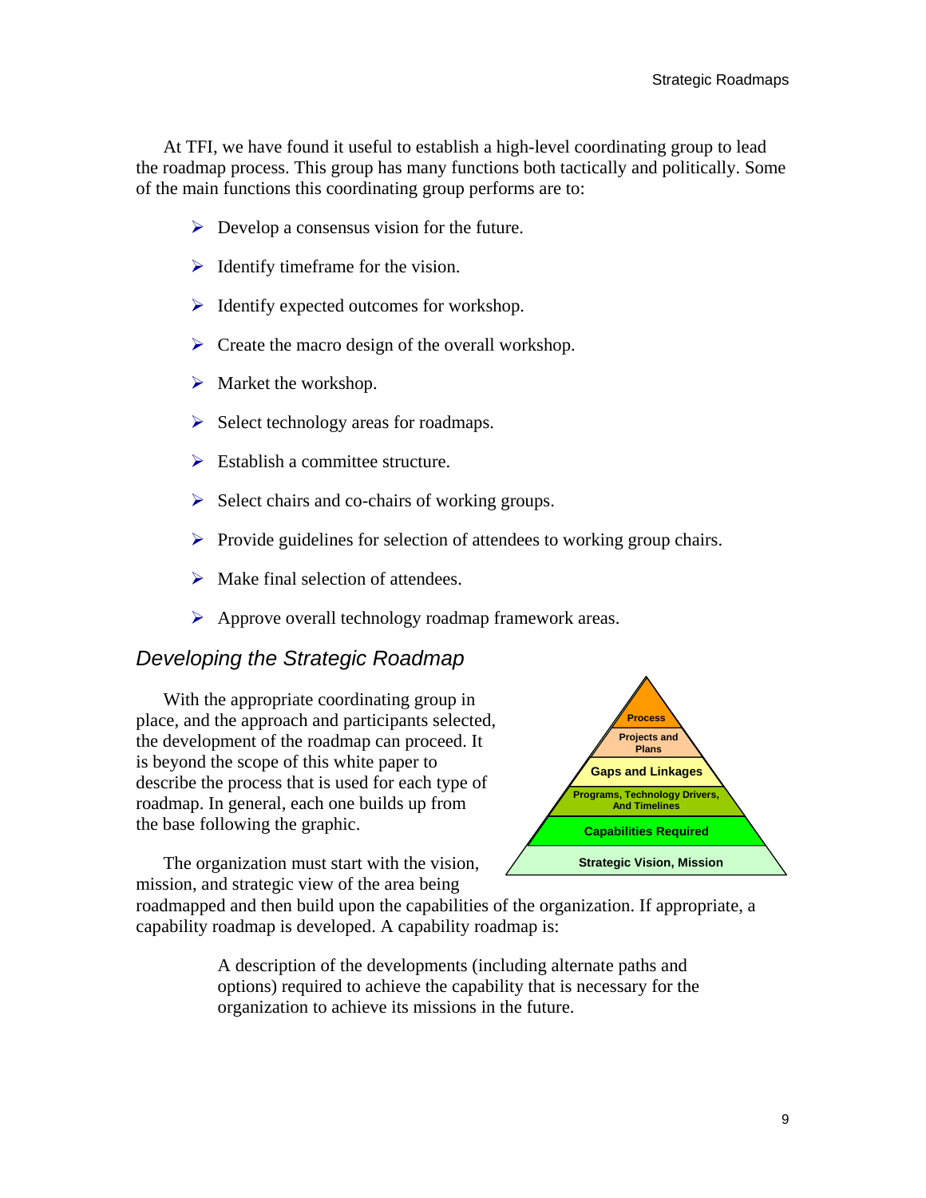At TFI, we have found it useful to establish a high-level coordinating group to lead the roadmap process. This group has many functions both tactically and politically. Some of the main functions this coordinating group performs are to:

- Develop a consensus vision for the future.
- Identify timeframe for the vision.
- Identify expected outcomes for workshop.
- Create the macro design of the overall workshop.
- Market the workshop.
- Select technology areas for roadmaps.
- Establish a committee structure.
- Select chairs and co-chairs of working groups.
- Provide guidelines for selection of attendees to working group chairs.
- Make final selection of attendees.
- Approve overall technology roadmap framework areas.

## *Developing the Strategic Roadmap*

With the appropriate coordinating group in place, and the approach and participants selected, the development of the roadmap can proceed. It is beyond the scope of this white paper to describe the process that is used for each type of roadmap. In general, each one builds up from the base following the graphic.

The organization must start with the vision, mission, and strategic view of the area being roadmapped and then build upon the capabilities of the organization. If appropriate, a capability roadmap is developed. A capability roadmap is:

> A description of the developments (including alternate paths and options) required to achieve the capability that is necessary for the organization to achieve its missions in the future.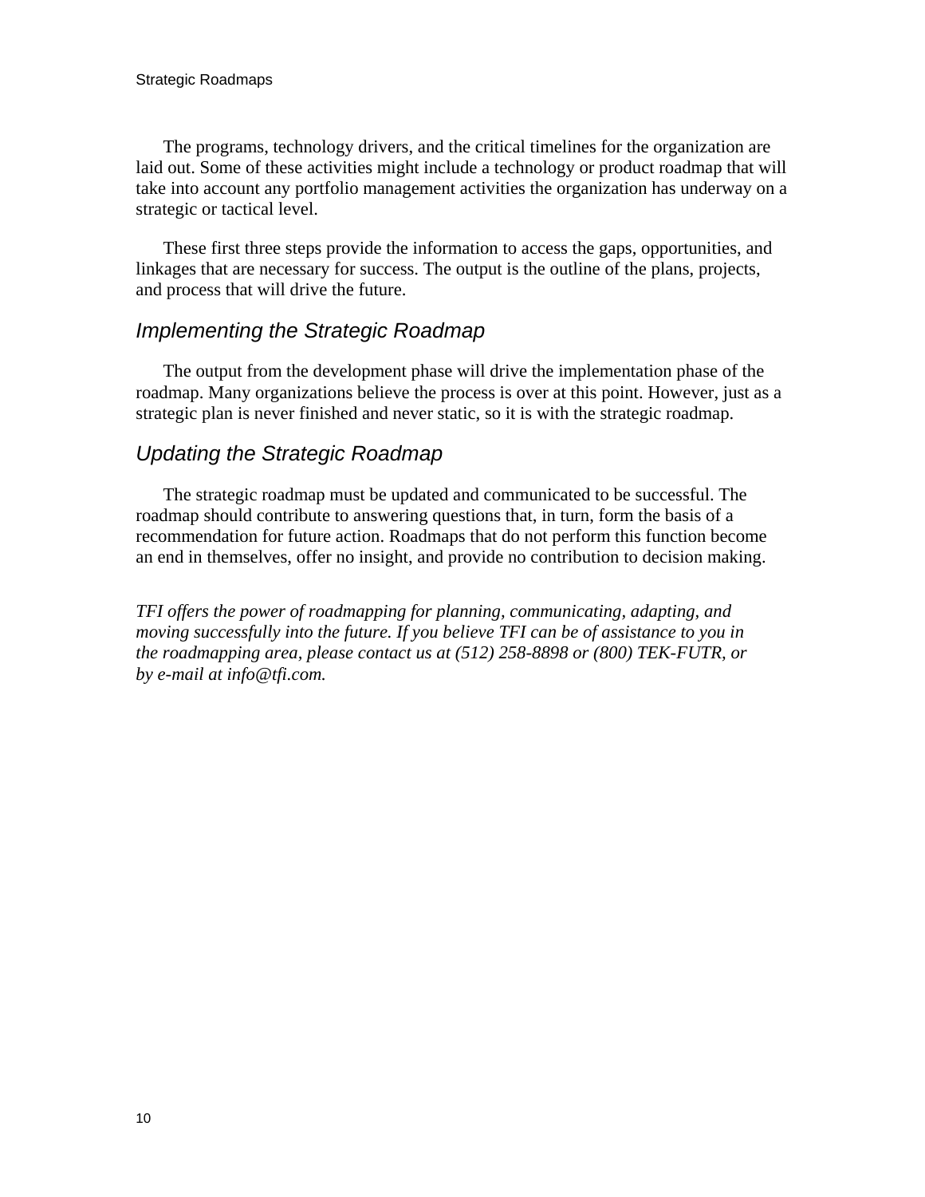The programs, technology drivers, and the critical timelines for the organization are laid out. Some of these activities might include a technology or product roadmap that will take into account any portfolio management activities the organization has underway on a strategic or tactical level.

These first three steps provide the information to access the gaps, opportunities, and linkages that are necessary for success. The output is the outline of the plans, projects, and process that will drive the future.

### *Implementing the Strategic Roadmap*

The output from the development phase will drive the implementation phase of the roadmap. Many organizations believe the process is over at this point. However, just as a strategic plan is never finished and never static, so it is with the strategic roadmap.

### *Updating the Strategic Roadmap*

The strategic roadmap must be updated and communicated to be successful. The roadmap should contribute to answering questions that, in turn, form the basis of a recommendation for future action. Roadmaps that do not perform this function become an end in themselves, offer no insight, and provide no contribution to decision making.

*TFI offers the power of roadmapping for planning, communicating, adapting, and moving successfully into the future. If you believe TFI can be of assistance to you in the roadmapping area, please contact us at (512) 258-8898 or (800) TEK-FUTR, or by e-mail at info@tfi.com.*